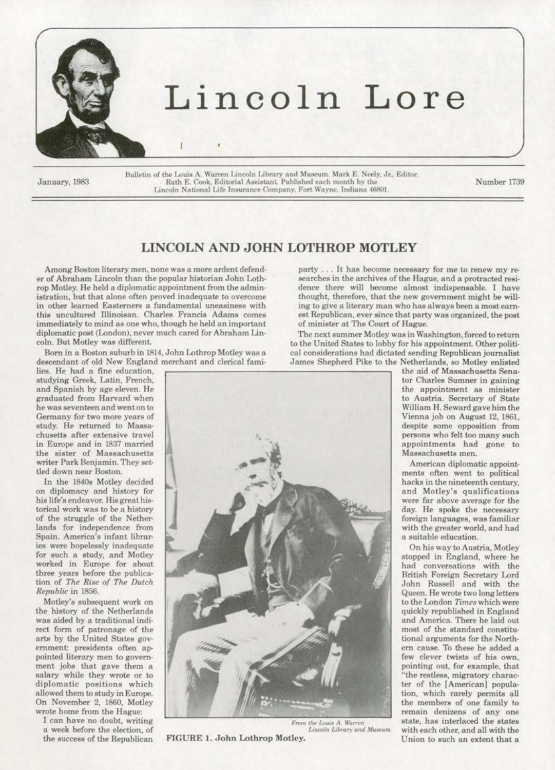# Lincoln Lore

January, 1983

Bulletin of the Louis A. Warren Lincoln Library and Museum. Mark E. Neely, Jr., Editor. Ruth E. Cook, Editorial Assistant. Published each month by the Lincoln National Life Insurance Company, Fort Wayne, Indiana 46801.

Number 1739

## LINCOLN AND JOHN LOTHROP MOTLEY

Among Boston literary men, none was a more ardent defender of Abraham Lincoln than the popular historian John Lothrop Motley. He held a diplomatic appointment from the administration, but that alone often proved inadequate to overcome in other learned Easterners a fundamental uneasiness with this uncultured Illinoisan. Charles Francis Adams comes immediately to mind as one who, though he held an important diplomatic post (London), never much cared for Abraham Lincoln. But Motley was different.

Born in a Boston suburb in 1814, John Lothrop Motley was a descendant of old New England merchant and clerical families. He had a fine education, studying Greek, Latin, French, and Spanish by age eleven. He graduated from Harvard when he was seventeen and went on to Germany for two more years of study. He returned to Massachusetts after extensive travel in Europe and in 1837 married the sister of Massachusetts writer Park Benjamin. They settled down near Boston.

In the 1840s Motley decided on diplomacy and history for his life's endeavor. His great historical work was to be a history of the struggle of the Netherlands for independence from Spain. America's infant libraries were hopelessly inadequate for such a study, and Motley worked in Europe for about three years before the publication of *The Rise of The Dutch Republic* in 1856.

Motley's subsequent work on the history of the Netherlands was aided by a traditional indirect form of patronage of the arts by the United States government: presidents often appointed literary men to government jobs that gave them a salary while they wrote or to diplomatic positions which allowed them to study in Europe. On November 2, 1860, Motley wrote home from the Hague:

> I can have no doubt, writing a week before the election, of the success of the Republican party . . . It has become necessary for me to renew my researches in the archives of the Hague, and a protracted residence there will become almost indispensable. I have thought, therefore, that the new government might be willing to give a literary man who has always been a most earnest Republican, ever since that party was organized, the post of minister at The Court of Hague.

The next summer Motley was in Washington, forced to return to the United States to lobby for his appointment. Other political considerations had dictated sending Republican journalist James Shepherd Pike to the Netherlands, so Motley enlisted the aid of Massachusetts Senator Charles Sumner in gaining the appointment as minister to Austria. Secretary of State William H. Seward gave him the Vienna job on August 12, 1861, despite some opposition from persons who felt too many such appointments had gone to Massachusetts men.

From the Louis A. Warren Lincoln Library and Museum

FIGURE 1. John Lothrop Motley.

American diplomatic appointments often went to political hacks in the nineteenth century, and Motley's qualifications were far above average for the day. He spoke the necessary foreign languages, was familiar with the greater world, and had a suitable education.

On his way to Austria, Motley stopped in England, where he had conversations with the British Foreign Secretary Lord John Russell and with the Queen. He wrote two long letters to the London *Times* which were quickly republished in England and America. There he laid out most of the standard constitutional arguments for the Northern cause. To these he added a few clever twists of his own, pointing out, for example, that "the restless, migratory character of the [American] population, which rarely permits all the members of one family to remain denizens of any one state, has interlaced the states with each other, and all with the Union to such an extent that a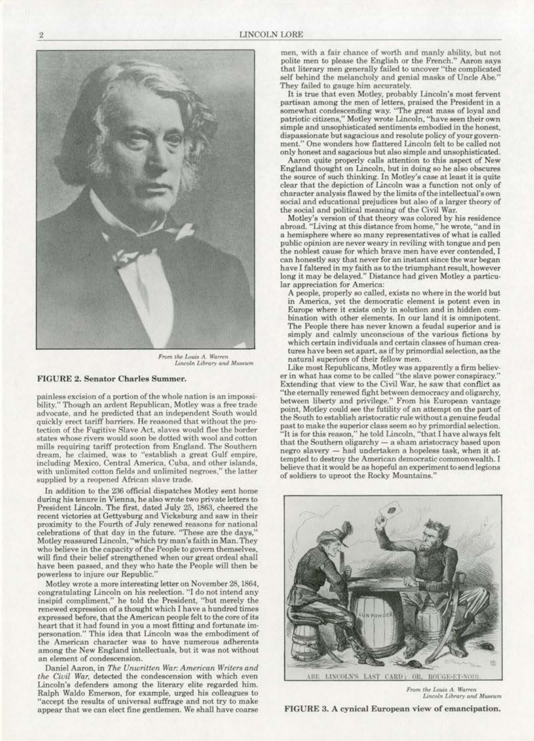From the Louis A. Warren Lincoln Library and Museum

**FIGURE 2. Senator Charles Summer.**

painless excision of a portion of the whole nation is an impossibility." Though an ardent Republican, Motley was a free trade advocate, and he predicted that an independent South would quickly erect tariff barriers. He reasoned that without the protection of the Fugitive Slave Act, slaves would flee the border states whose rivers would soon be dotted with wool and cotton mills requiring tariff protection from England. The Southern dream, he claimed, was to "establish a great Gulf empire, including Mexico, Central America, Cuba, and other islands, with unlimited cotton fields and unlimited negroes," the latter supplied by a reopened African slave trade.

In addition to the 236 official dispatches Motley sent home during his tenure in Vienna, he also wrote two private letters to President Lincoln. The first, dated July 25, 1863, cheered the recent victories at Gettysburg and Vicksburg and saw in their proximity to the Fourth of July renewed reasons for national celebrations of that day in the future. "These are the days," Motley reassured Lincoln, "which try man's faith in Man. They who believe in the capacity of the People to govern themselves, will find their belief strengthened when our great ordeal shall have been passed, and they who hate the People will then be powerless to injure our Republic."

Motley wrote a more interesting letter on November 28, 1864, congratulating Lincoln on his reelection. "I do not intend any insipid compliment," he told the President, "but merely the renewed expression of a thought which I have a hundred times expressed before, that the American people felt to the core of its heart that it had found in you a most fitting and fortunate impersonation." This idea that Lincoln was the embodiment of the American character was to have numerous adherents among the New England intellectuals, but it was not without an element of condescension.

Daniel Aaron, in *The Unwritten War: American Writers and the Civil War*, detected the condescension with which even Lincoln's defenders among the literary elite regarded him. Ralph Waldo Emerson, for example, urged his colleagues to "accept the results of universal suffrage and not try to make appear that we can elect fine gentlemen. We shall have coarse men, with a fair chance of worth and manly ability, but not polite men to please the English or the French." Aaron says that literary men generally failed to uncover "the complicated self behind the melancholy and genial masks of Uncle Abe." They failed to gauge him accurately.

It is true that even Motley, probably Lincoln's most fervent partisan among the men of letters, praised the President in a somewhat condescending way. "The great mass of loyal and patriotic citizens," Motley wrote Lincoln, "have seen their own simple and unsophisticated sentiments embodied in the honest, dispassionate but sagacious and resolute policy of your government." One wonders how flattered Lincoln felt to be called not only honest and sagacious but also simple and unsophisticated.

Aaron quite properly calls attention to this aspect of New England thought on Lincoln, but in doing so he also obscures the source of such thinking. In Motley's case at least it is quite clear that the depiction of Lincoln was a function not only of character analysis flawed by the limits of the intellectual's own social and educational prejudices but also of a larger theory of the social and political meaning of the Civil War.

Motley's version of that theory was colored by his residence abroad. "Living at this distance from home," he wrote, "and in a hemisphere where so many representatives of what is called public opinion are never weary in reviling with tongue and pen the noblest cause for which brave men have ever contended, I can honestly say that never for an instant since the war began have I faltered in my faith as to the triumphant result, however long it may be delayed." Distance had given Motley a particular appreciation for America:

> A people, properly so called, exists no where in the world but in America, yet the democratic element is potent even in Europe where it exists only in solution and in hidden combination with other elements. In our land it is omnipotent. The People there has never known a feudal superior and is simply and calmly unconscious of the various fictions by which certain individuals and certain classes of human creatures have been set apart, as if by primordial selection, as the natural superiors of their fellow men.

Like most Republicans, Motley was apparently a firm believer in what has come to be called "the slave power conspiracy." Extending that view to the Civil War, he saw that conflict as "the eternally renewed fight between democracy and oligarchy, between liberty and privilege." From his European vantage point, Motley could see the futility of an attempt on the part of the South to establish aristocratic rule without a genuine feudal past to make the superior class seem so by primordial selection. "It is for this reason," he told Lincoln, "that I have always felt that the Southern oligarchy — a sham aristocracy based upon negro slavery — had undertaken a hopeless task, when it attempted to destroy the American democratic commonwealth. I believe that it would be as hopeful an experiment to send legions of soldiers to uproot the Rocky Mountains."

ABE LINCOLN'S LAST CARD; OR, ROUGE-ET-NOIR.

From the Louis A. Warren Lincoln Library and Museum

**FIGURE 3. A cynical European view of emancipation.**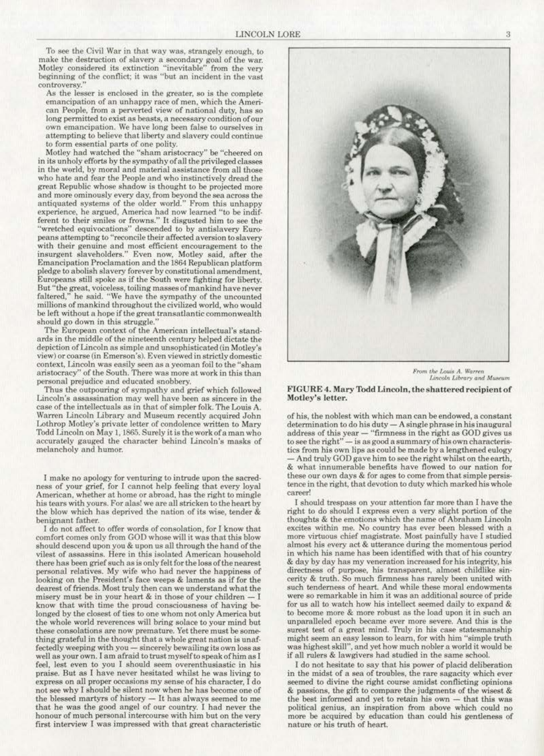To see the Civil War in that way was, strangely enough, to make the destruction of slavery a secondary goal of the war. Motley considered its extinction "inevitable" from the very beginning of the conflict; it was "but an incident in the vast controversy."

> As the lesser is enclosed in the greater, so is the complete emancipation of an unhappy race of men, which the American People, from a perverted view of national duty, has so long permitted to exist as beasts, a necessary condition of our own emancipation. We have long been false to ourselves in attempting to believe that liberty and slavery could continue to form essential parts of one polity.

Motley had watched the "sham aristocracy" be "cheered on in its unholy efforts by the sympathy of all the privileged classes in the world, by moral and material assistance from all those who hate and fear the People and who instinctively dread the great Republic whose shadow is thought to be projected more and more ominously every day, from beyond the sea across the antiquated systems of the older world." From this unhappy experience, he argued, America had now learned "to be indifferent to their smiles or frowns." It disgusted him to see the "wretched equivocations" descended to by antislavery Europeans attempting to "reconcile their affected aversion to slavery with their genuine and most efficient encouragement to the insurgent slaveholders." Even now, Motley said, after the Emancipation Proclamation and the 1864 Republican platform pledge to abolish slavery forever by constitutional amendment, Europeans still spoke as if the South were fighting for liberty. But "the great, voiceless, toiling masses of mankind have never faltered," he said. "We have the sympathy of the uncounted millions of mankind throughout the civilized world, who would be left without a hope if the great transatlantic commonwealth should go down in this struggle."

The European context of the American intellectual's standards in the middle of the nineteenth century helped dictate the depiction of Lincoln as simple and unsophisticated (in Motley's view) or coarse (in Emerson's). Even viewed in strictly domestic context, Lincoln was easily seen as a yeoman foil to the "sham aristocracy" of the South. There was more at work in this than personal prejudice and educated snobbery.

Thus the outpouring of sympathy and grief which followed Lincoln's assassination may well have been as sincere in the case of the intellectuals as in that of simpler folk. The Louis A. Warren Lincoln Library and Museum recently acquired John Lothrop Motley's private letter of condolence written to Mary Todd Lincoln on May 1, 1865. Surely it is the work of a man who accurately gauged the character behind Lincoln's masks of melancholy and humor.

From the Louis A. Warren Lincoln Library and Museum

**FIGURE 4. Mary Todd Lincoln, the shattered recipient of Motley's letter.**

> I make no apology for venturing to intrude upon the sacredness of your grief, for I cannot help feeling that every loyal American, whether at home or abroad, has the right to mingle his tears with yours. For alas! we are all stricken to the heart by the blow which has deprived the nation of its wise, tender & benignant father.
>
> I do not affect to offer words of consolation, for I know that comfort comes only from GOD whose will it was that this blow should descend upon you & upon us all through the hand of the vilest of assassins. Here in this isolated American household there has been grief such as is only felt for the loss of the nearest personal relatives. My wife who had never the happiness of looking on the President's face weeps & laments as if for the dearest of friends. Most truly then can we understand what the misery must be in your heart & in those of your children — I know that with time the proud consciousness of having belonged by the closest of ties to one whom not only America but the whole world reverences will bring solace to your mind but these consolations are now premature. Yet there must be something grateful in the thought that a whole great nation is unaffectedly weeping with you — sincerely bewailing its own loss as well as your own. I am afraid to trust myself to speak of him as I feel, lest even to you I should seem overenthusiastic in his praise. But as I have never hesitated whilst he was living to express on all proper occasions my sense of his character, I do not see why I should be silent now when he has become one of the blessed martyrs of history — It has always seemed to me that he was the good angel of our country. I had never the honour of much personal intercourse with him but on the very first interview I was impressed with that great characteristic of his, the noblest with which man can be endowed, a constant determination to do his duty — A single phrase in his inaugural address of this year — "firmness in the right as GOD gives us to see the right" — is as good a summary of his own characteristics from his own lips as could be made by a lengthened eulogy — And truly GOD gave him to see the right whilst on the earth, & what innumerable benefits have flowed to our nation for these our own days & for ages to come from that simple persistence in the right, that devotion to duty which marked his whole career!
>
> I should trespass on your attention far more than I have the right to do should I express even a very slight portion of the thoughts & the emotions which the name of Abraham Lincoln excites within me. No country has ever been blessed with a more virtuous chief magistrate. Most painfully have I studied almost his every act & utterance during the momentous period in which his name has been identified with that of his country & day by day has my veneration increased for his integrity, his directness of purpose, his transparent, almost childlike sincerity & truth. So much firmness has rarely been united with such tenderness of heart. And while these moral endowments were so remarkable in him it was an additional source of pride for us all to watch how his intellect seemed daily to expand & to become more & more robust as the load upon it in such an unparalleled epoch became ever more severe. And this is the surest test of a great mind. Truly in his case statesmanship might seem an easy lesson to learn, for with him "simple truth was highest skill", and yet how much nobler a world it would be if all rulers & lawgivers had studied in the same school.
>
> I do not hesitate to say that his power of placid deliberation in the midst of a sea of troubles, the rare sagacity which ever seemed to divine the right course amidst conflicting opinions & passions, the gift to compare the judgments of the wisest & the best informed and yet to retain his own — that this was political genius, an inspiration from above which could no more be acquired by education than could his gentleness of nature or his truth of heart.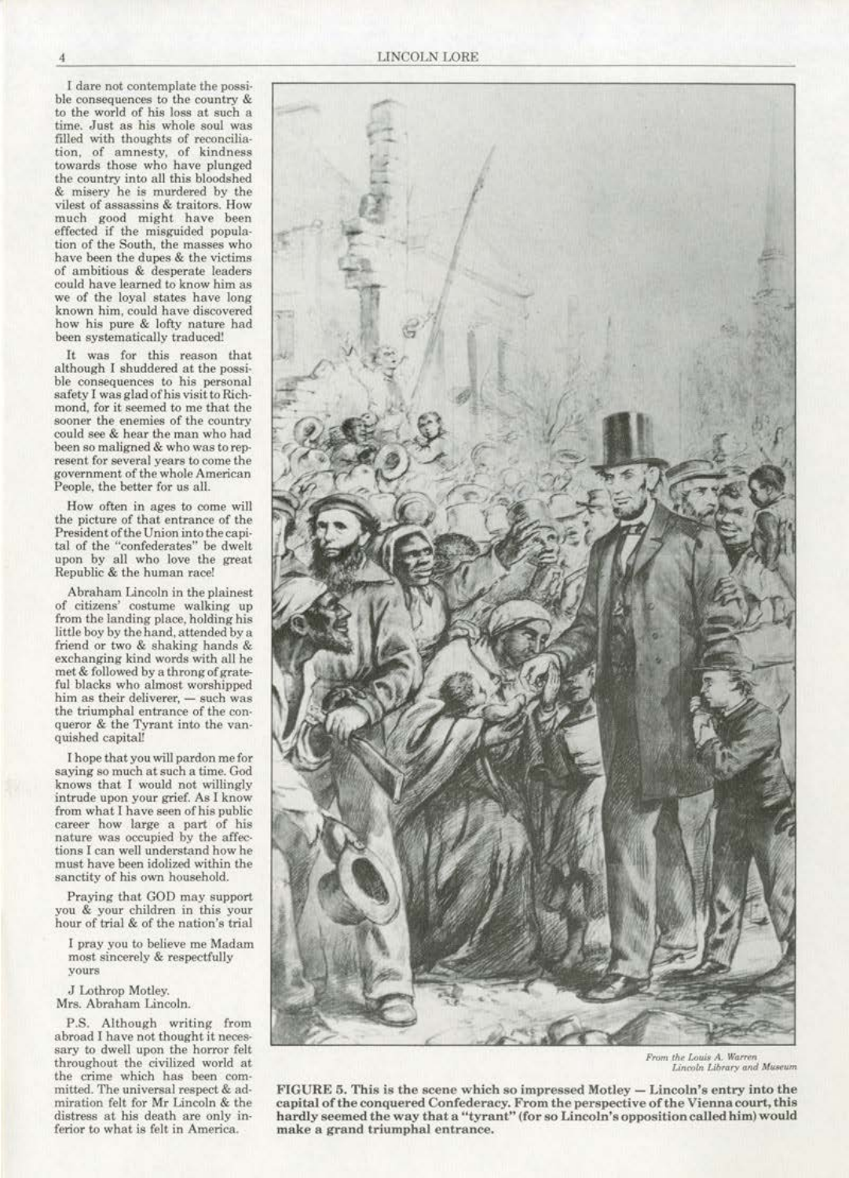I dare not contemplate the possible consequences to the country & to the world of his loss at such a time. Just as his whole soul was filled with thoughts of reconciliation, of amnesty, of kindness towards those who have plunged the country into all this bloodshed & misery he is murdered by the vilest of assassins & traitors. How much good might have been effected if the misguided population of the South, the masses who have been the dupes & the victims of ambitious & desperate leaders could have learned to know him as we of the loyal states have long known him, could have discovered how his pure & lofty nature had been systematically traduced!

It was for this reason that although I shuddered at the possible consequences to his personal safety I was glad of his visit to Richmond, for it seemed to me that the sooner the enemies of the country could see & hear the man who had been so maligned & who was to represent for several years to come the government of the whole American People, the better for us all.

How often in ages to come will the picture of that entrance of the President of the Union into the capital of the "confederates" be dwelt upon by all who love the great Republic & the human race!

Abraham Lincoln in the plainest of citizens' costume walking up from the landing place, holding his little boy by the hand, attended by a friend or two & shaking hands & exchanging kind words with all he met & followed by a throng of grateful blacks who almost worshipped him as their deliverer, — such was the triumphal entrance of the conqueror & the Tyrant into the vanquished capital!

I hope that you will pardon me for saying so much at such a time. God knows that I would not willingly intrude upon your grief. As I know from what I have seen of his public career how large a part of his nature was occupied by the affections I can well understand how he must have been idolized within the sanctity of his own household.

Praying that GOD may support you & your children in this your hour of trial & of the nation's trial

I pray you to believe me Madam most sincerely & respectfully yours

J Lothrop Motley.
Mrs. Abraham Lincoln.

P.S. Although writing from abroad I have not thought it necessary to dwell upon the horror felt throughout the civilized world at the crime which has been committed. The universal respect & admiration felt for Mr Lincoln & the distress at his death are only inferior to what is felt in America.

*From the Louis A. Warren Lincoln Library and Museum*

**FIGURE 5. This is the scene which so impressed Motley — Lincoln's entry into the capital of the conquered Confederacy. From the perspective of the Vienna court, this hardly seemed the way that a "tyrant" (for so Lincoln's opposition called him) would make a grand triumphal entrance.**